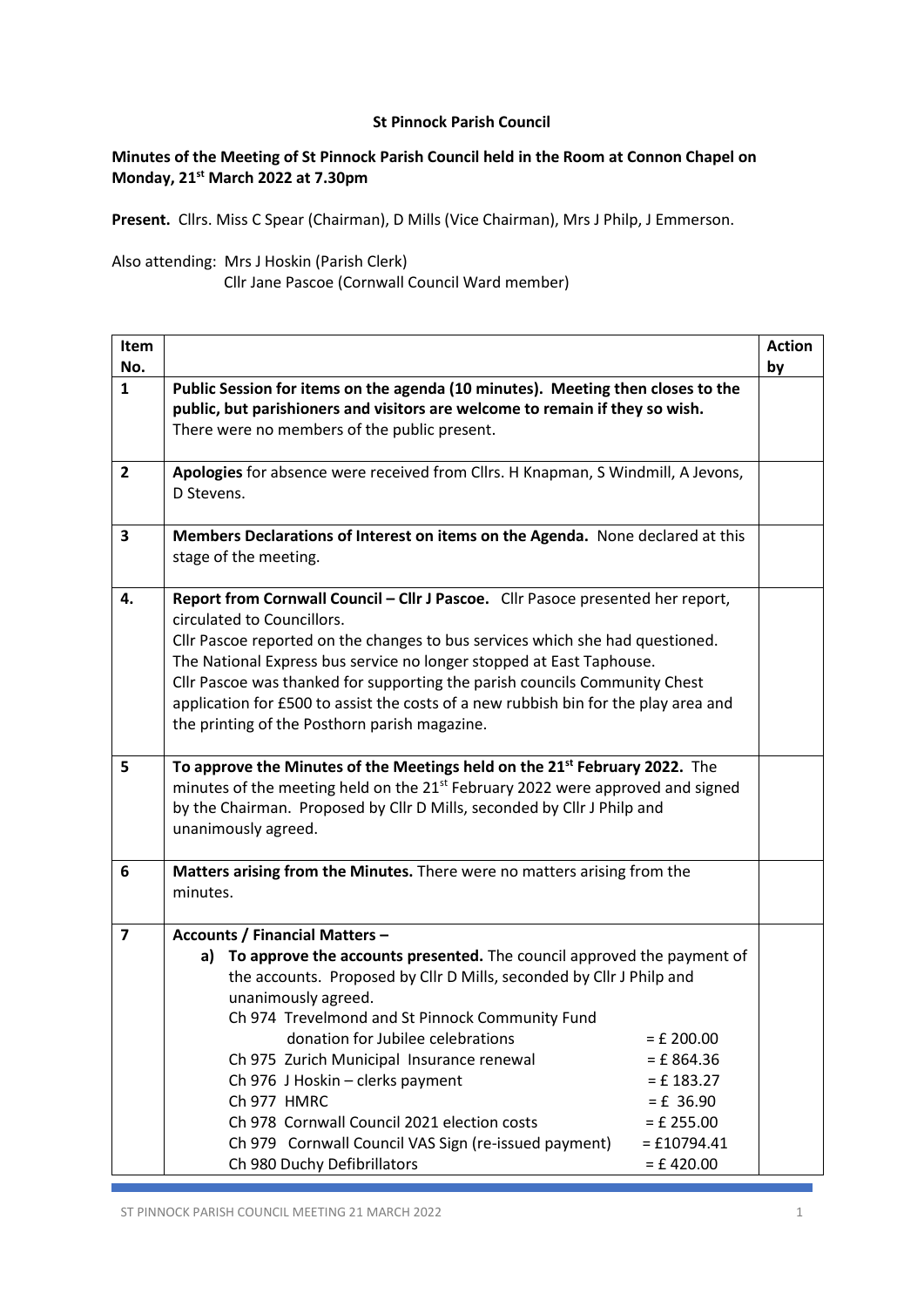**St Pinnock Parish Council**

**Minutes of the Meeting of St Pinnock Parish Council held in the Room at Connon Chapel on Monday, 21st March 2022 at 7.30pm**

**Present.** Cllrs. Miss C Spear (Chairman), D Mills (Vice Chairman), Mrs J Philp, J Emmerson.

Also attending: Mrs J Hoskin (Parish Clerk)
Cllr Jane Pascoe (Cornwall Council Ward member)

| Item No. | | Action by |
|---|---|---|
| 1 | **Public Session for items on the agenda (10 minutes). Meeting then closes to the public, but parishioners and visitors are welcome to remain if they so wish.** There were no members of the public present. | |
| 2 | **Apologies** for absence were received from Cllrs. H Knapman, S Windmill, A Jevons, D Stevens. | |
| 3 | **Members Declarations of Interest on items on the Agenda.** None declared at this stage of the meeting. | |
| 4. | **Report from Cornwall Council – Cllr J Pascoe.** Cllr Pasoce presented her report, circulated to Councillors.<br>Cllr Pascoe reported on the changes to bus services which she had questioned. The National Express bus service no longer stopped at East Taphouse.<br>Cllr Pascoe was thanked for supporting the parish councils Community Chest application for £500 to assist the costs of a new rubbish bin for the play area and the printing of the Posthorn parish magazine. | |
| 5 | **To approve the Minutes of the Meetings held on the 21st February 2022.** The minutes of the meeting held on the 21st February 2022 were approved and signed by the Chairman. Proposed by Cllr D Mills, seconded by Cllr J Philp and unanimously agreed. | |
| 6 | **Matters arising from the Minutes.** There were no matters arising from the minutes. | |
| 7 | **Accounts / Financial Matters –**<br>**a) To approve the accounts presented.** The council approved the payment of the accounts. Proposed by Cllr D Mills, seconded by Cllr J Philp and unanimously agreed.<br>Ch 974 Trevelmond and St Pinnock Community Fund donation for Jubilee celebrations = £ 200.00<br>Ch 975 Zurich Municipal Insurance renewal = £ 864.36<br>Ch 976 J Hoskin – clerks payment = £ 183.27<br>Ch 977 HMRC = £ 36.90<br>Ch 978 Cornwall Council 2021 election costs = £ 255.00<br>Ch 979 Cornwall Council VAS Sign (re-issued payment) = £10794.41<br>Ch 980 Duchy Defibrillators = £ 420.00 | |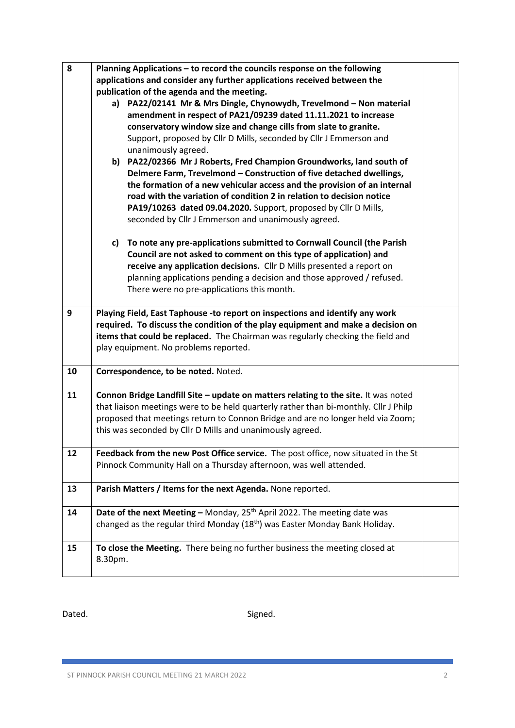| | | |
|---|---|---|
| 8 | **Planning Applications – to record the councils response on the following applications and consider any further applications received between the publication of the agenda and the meeting.**<br>**a) PA22/02141 Mr & Mrs Dingle, Chynowydh, Trevelmond – Non material amendment in respect of PA21/09239 dated 11.11.2021 to increase conservatory window size and change cills from slate to granite.** Support, proposed by Cllr D Mills, seconded by Cllr J Emmerson and unanimously agreed.<br>**b) PA22/02366 Mr J Roberts, Fred Champion Groundworks, land south of Delmere Farm, Trevelmond – Construction of five detached dwellings, the formation of a new vehicular access and the provision of an internal road with the variation of condition 2 in relation to decision notice PA19/10263 dated 09.04.2020.** Support, proposed by Cllr D Mills, seconded by Cllr J Emmerson and unanimously agreed.<br>**c) To note any pre-applications submitted to Cornwall Council (the Parish Council are not asked to comment on this type of application) and receive any application decisions.** Cllr D Mills presented a report on planning applications pending a decision and those approved / refused. There were no pre-applications this month. | |
| 9 | **Playing Field, East Taphouse -to report on inspections and identify any work required. To discuss the condition of the play equipment and make a decision on items that could be replaced.** The Chairman was regularly checking the field and play equipment. No problems reported. | |
| 10 | **Correspondence, to be noted.** Noted. | |
| 11 | **Connon Bridge Landfill Site – update on matters relating to the site.** It was noted that liaison meetings were to be held quarterly rather than bi-monthly. Cllr J Philp proposed that meetings return to Connon Bridge and are no longer held via Zoom; this was seconded by Cllr D Mills and unanimously agreed. | |
| 12 | **Feedback from the new Post Office service.** The post office, now situated in the St Pinnock Community Hall on a Thursday afternoon, was well attended. | |
| 13 | **Parish Matters / Items for the next Agenda.** None reported. | |
| 14 | **Date of the next Meeting –** Monday, 25th April 2022. The meeting date was changed as the regular third Monday (18th) was Easter Monday Bank Holiday. | |
| 15 | **To close the Meeting.** There being no further business the meeting closed at 8.30pm. | |

Dated. Signed.